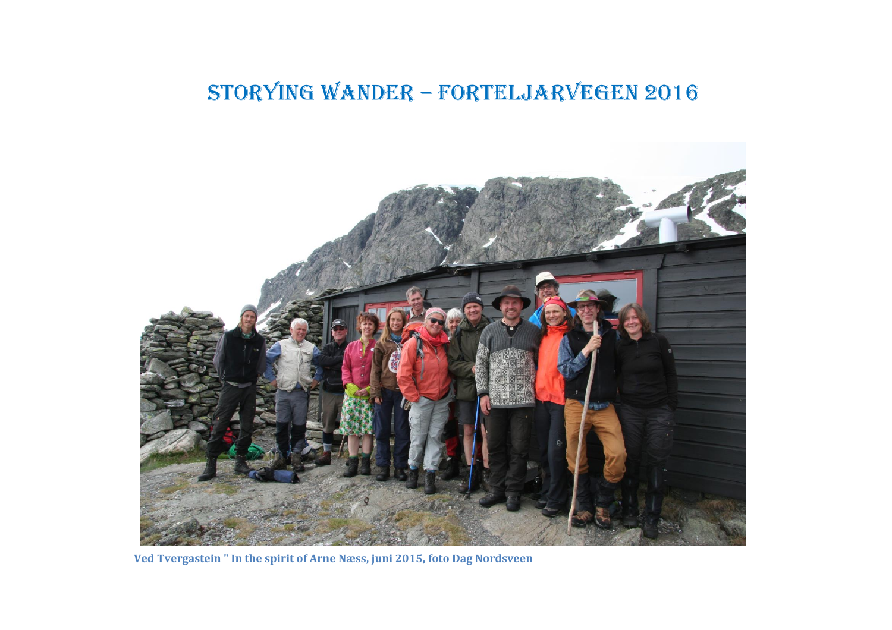# STORYING WANDER – FORTELJARVEGEN 2016

**Ved Tvergastein " In the spirit of Arne Næss, juni 2015, foto Dag Nordsveen**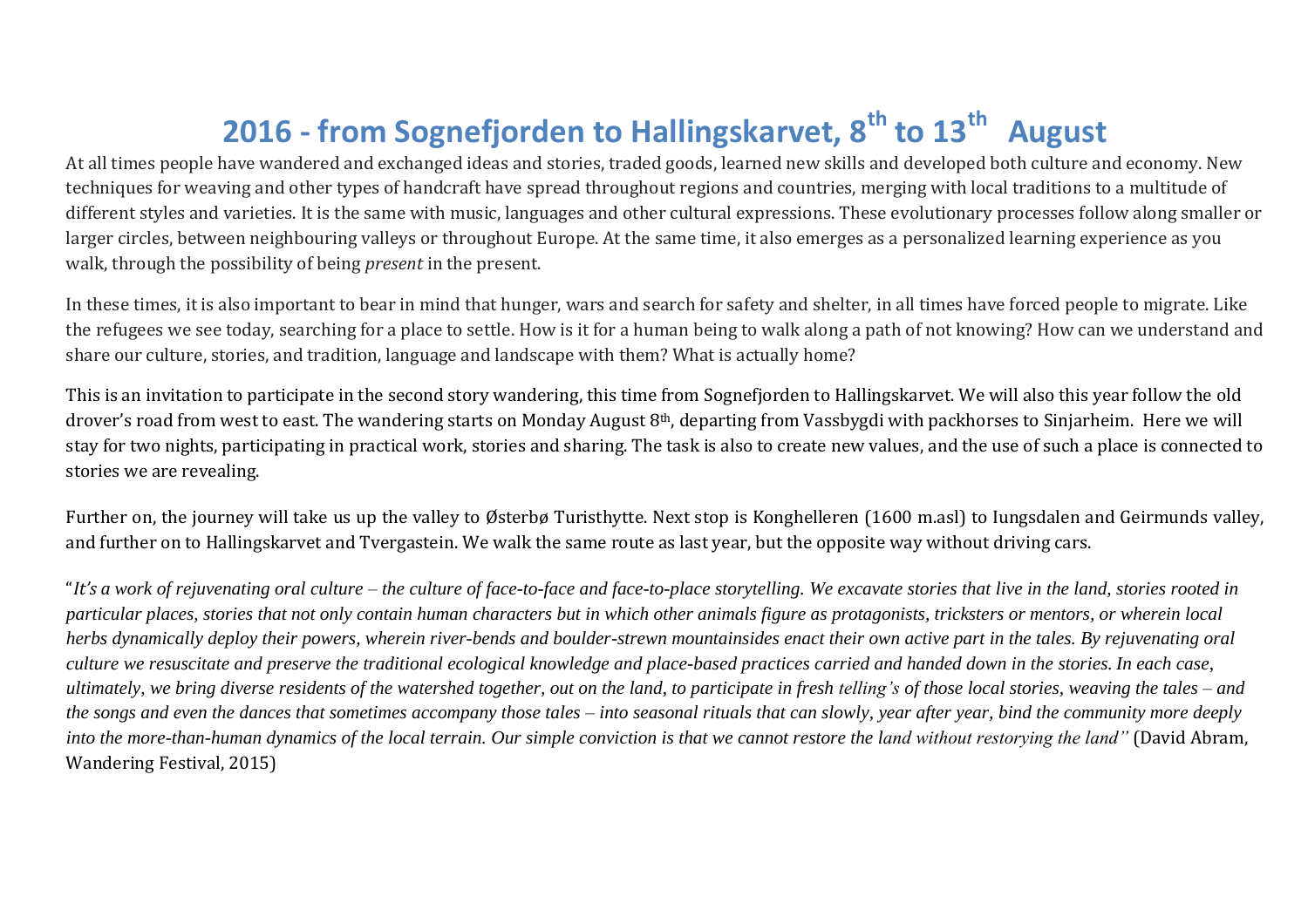# 2016 - from Sognefjorden to Hallingskarvet, 8th to 13th August

At all times people have wandered and exchanged ideas and stories, traded goods, learned new skills and developed both culture and economy. New techniques for weaving and other types of handcraft have spread throughout regions and countries, merging with local traditions to a multitude of different styles and varieties. It is the same with music, languages and other cultural expressions. These evolutionary processes follow along smaller or larger circles, between neighbouring valleys or throughout Europe. At the same time, it also emerges as a personalized learning experience as you walk, through the possibility of being *present* in the present.

In these times, it is also important to bear in mind that hunger, wars and search for safety and shelter, in all times have forced people to migrate. Like the refugees we see today, searching for a place to settle. How is it for a human being to walk along a path of not knowing? How can we understand and share our culture, stories, and tradition, language and landscape with them? What is actually home?

This is an invitation to participate in the second story wandering, this time from Sognefjorden to Hallingskarvet. We will also this year follow the old drover's road from west to east. The wandering starts on Monday August 8th, departing from Vassbygdi with packhorses to Sinjarheim. Here we will stay for two nights, participating in practical work, stories and sharing. The task is also to create new values, and the use of such a place is connected to stories we are revealing.

Further on, the journey will take us up the valley to Østerbø Turisthytte. Next stop is Konghelleren (1600 m.asl) to Iungsdalen and Geirmunds valley, and further on to Hallingskarvet and Tvergastein. We walk the same route as last year, but the opposite way without driving cars.

"*It's a work of rejuvenating oral culture – the culture of face-to-face and face-to-place storytelling. We excavate stories that live in the land, stories rooted in particular places, stories that not only contain human characters but in which other animals figure as protagonists, tricksters or mentors, or wherein local herbs dynamically deploy their powers, wherein river-bends and boulder-strewn mountainsides enact their own active part in the tales. By rejuvenating oral culture we resuscitate and preserve the traditional ecological knowledge and place-based practices carried and handed down in the stories. In each case, ultimately, we bring diverse residents of the watershed together, out on the land, to participate in fresh telling's of those local stories, weaving the tales – and the songs and even the dances that sometimes accompany those tales – into seasonal rituals that can slowly, year after year, bind the community more deeply into the more-than-human dynamics of the local terrain. Our simple conviction is that we cannot restore the land without restorying the land"* (David Abram, Wandering Festival, 2015)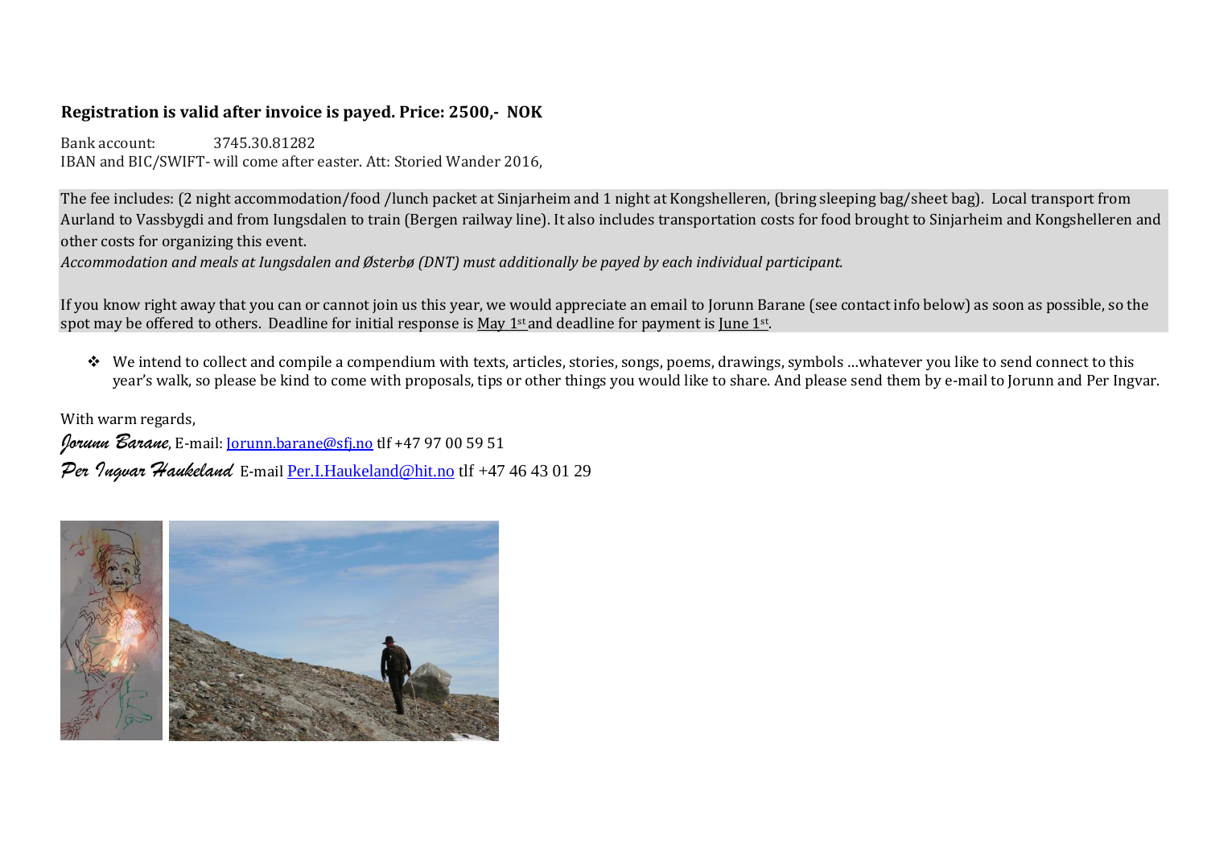**Registration is valid after invoice is payed. Price: 2500,- NOK**

Bank account: 3745.30.81282
IBAN and BIC/SWIFT- will come after easter. Att: Storied Wander 2016,

The fee includes: (2 night accommodation/food /lunch packet at Sinjarheim and 1 night at Kongshelleren, (bring sleeping bag/sheet bag). Local transport from Aurland to Vassbygdi and from Iungsdalen to train (Bergen railway line). It also includes transportation costs for food brought to Sinjarheim and Kongshelleren and other costs for organizing this event.
*Accommodation and meals at Iungsdalen and Østerbø (DNT) must additionally be payed by each individual participant.*

If you know right away that you can or cannot join us this year, we would appreciate an email to Jorunn Barane (see contact info below) as soon as possible, so the spot may be offered to others. Deadline for initial response is May 1st and deadline for payment is June 1st.

- We intend to collect and compile a compendium with texts, articles, stories, songs, poems, drawings, symbols …whatever you like to send connect to this year's walk, so please be kind to come with proposals, tips or other things you would like to share. And please send them by e-mail to Jorunn and Per Ingvar.

With warm regards,
*Jorunn Barane*, E-mail: Jorunn.barane@sfj.no tlf +47 97 00 59 51
*Per Ingvar Haukeland* E-mail Per.I.Haukeland@hit.no tlf +47 46 43 01 29